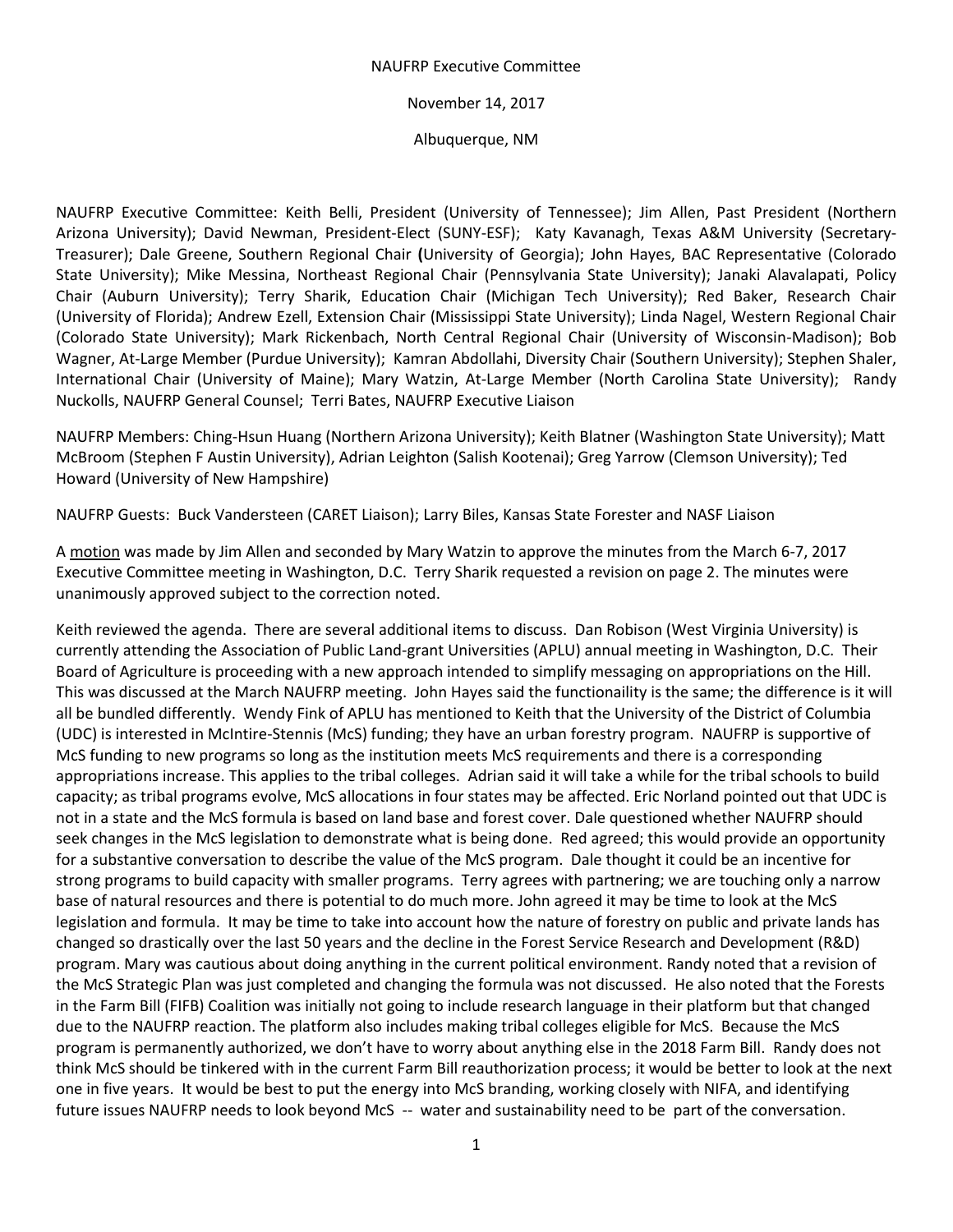NAUFRP Executive Committee

November 14, 2017

Albuquerque, NM

NAUFRP Executive Committee: Keith Belli, President (University of Tennessee); Jim Allen, Past President (Northern Arizona University); David Newman, President-Elect (SUNY-ESF); Katy Kavanagh, Texas A&M University (Secretary-Treasurer); Dale Greene, Southern Regional Chair (University of Georgia); John Hayes, BAC Representative (Colorado State University); Mike Messina, Northeast Regional Chair (Pennsylvania State University); Janaki Alavalapati, Policy Chair (Auburn University); Terry Sharik, Education Chair (Michigan Tech University); Red Baker, Research Chair (University of Florida); Andrew Ezell, Extension Chair (Mississippi State University); Linda Nagel, Western Regional Chair (Colorado State University); Mark Rickenbach, North Central Regional Chair (University of Wisconsin-Madison); Bob Wagner, At-Large Member (Purdue University); Kamran Abdollahi, Diversity Chair (Southern University); Stephen Shaler, International Chair (University of Maine); Mary Watzin, At-Large Member (North Carolina State University); Randy Nuckolls, NAUFRP General Counsel; Terri Bates, NAUFRP Executive Liaison

NAUFRP Members: Ching-Hsun Huang (Northern Arizona University); Keith Blatner (Washington State University); Matt McBroom (Stephen F Austin University), Adrian Leighton (Salish Kootenai); Greg Yarrow (Clemson University); Ted Howard (University of New Hampshire)

NAUFRP Guests: Buck Vandersteen (CARET Liaison); Larry Biles, Kansas State Forester and NASF Liaison

A motion was made by Jim Allen and seconded by Mary Watzin to approve the minutes from the March 6-7, 2017 Executive Committee meeting in Washington, D.C. Terry Sharik requested a revision on page 2. The minutes were unanimously approved subject to the correction noted.

Keith reviewed the agenda. There are several additional items to discuss. Dan Robison (West Virginia University) is currently attending the Association of Public Land-grant Universities (APLU) annual meeting in Washington, D.C. Their Board of Agriculture is proceeding with a new approach intended to simplify messaging on appropriations on the Hill. This was discussed at the March NAUFRP meeting. John Hayes said the functionaility is the same; the difference is it will all be bundled differently. Wendy Fink of APLU has mentioned to Keith that the University of the District of Columbia (UDC) is interested in McIntire-Stennis (McS) funding; they have an urban forestry program. NAUFRP is supportive of McS funding to new programs so long as the institution meets McS requirements and there is a corresponding appropriations increase. This applies to the tribal colleges. Adrian said it will take a while for the tribal schools to build capacity; as tribal programs evolve, McS allocations in four states may be affected. Eric Norland pointed out that UDC is not in a state and the McS formula is based on land base and forest cover. Dale questioned whether NAUFRP should seek changes in the McS legislation to demonstrate what is being done. Red agreed; this would provide an opportunity for a substantive conversation to describe the value of the McS program. Dale thought it could be an incentive for strong programs to build capacity with smaller programs. Terry agrees with partnering; we are touching only a narrow base of natural resources and there is potential to do much more. John agreed it may be time to look at the McS legislation and formula. It may be time to take into account how the nature of forestry on public and private lands has changed so drastically over the last 50 years and the decline in the Forest Service Research and Development (R&D) program. Mary was cautious about doing anything in the current political environment. Randy noted that a revision of the McS Strategic Plan was just completed and changing the formula was not discussed. He also noted that the Forests in the Farm Bill (FIFB) Coalition was initially not going to include research language in their platform but that changed due to the NAUFRP reaction. The platform also includes making tribal colleges eligible for McS. Because the McS program is permanently authorized, we don't have to worry about anything else in the 2018 Farm Bill. Randy does not think McS should be tinkered with in the current Farm Bill reauthorization process; it would be better to look at the next one in five years. It would be best to put the energy into McS branding, working closely with NIFA, and identifying future issues NAUFRP needs to look beyond McS -- water and sustainability need to be part of the conversation.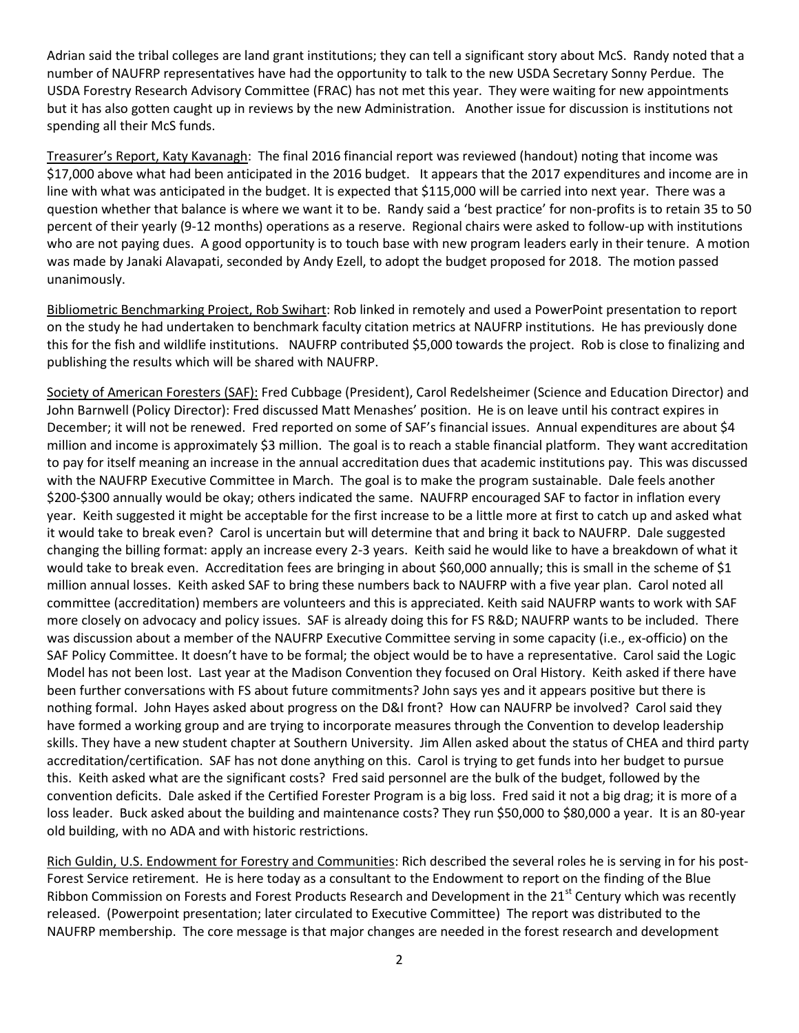Adrian said the tribal colleges are land grant institutions; they can tell a significant story about McS. Randy noted that a number of NAUFRP representatives have had the opportunity to talk to the new USDA Secretary Sonny Perdue. The USDA Forestry Research Advisory Committee (FRAC) has not met this year. They were waiting for new appointments but it has also gotten caught up in reviews by the new Administration. Another issue for discussion is institutions not spending all their McS funds.

Treasurer's Report, Katy Kavanagh: The final 2016 financial report was reviewed (handout) noting that income was $17,000 above what had been anticipated in the 2016 budget. It appears that the 2017 expenditures and income are in line with what was anticipated in the budget. It is expected that $115,000 will be carried into next year. There was a question whether that balance is where we want it to be. Randy said a 'best practice' for non-profits is to retain 35 to 50 percent of their yearly (9-12 months) operations as a reserve. Regional chairs were asked to follow-up with institutions who are not paying dues. A good opportunity is to touch base with new program leaders early in their tenure. A motion was made by Janaki Alavapati, seconded by Andy Ezell, to adopt the budget proposed for 2018. The motion passed unanimously.

Bibliometric Benchmarking Project, Rob Swihart: Rob linked in remotely and used a PowerPoint presentation to report on the study he had undertaken to benchmark faculty citation metrics at NAUFRP institutions. He has previously done this for the fish and wildlife institutions. NAUFRP contributed $5,000 towards the project. Rob is close to finalizing and publishing the results which will be shared with NAUFRP.

Society of American Foresters (SAF): Fred Cubbage (President), Carol Redelsheimer (Science and Education Director) and John Barnwell (Policy Director): Fred discussed Matt Menashes' position. He is on leave until his contract expires in December; it will not be renewed. Fred reported on some of SAF's financial issues. Annual expenditures are about $4 million and income is approximately $3 million. The goal is to reach a stable financial platform. They want accreditation to pay for itself meaning an increase in the annual accreditation dues that academic institutions pay. This was discussed with the NAUFRP Executive Committee in March. The goal is to make the program sustainable. Dale feels another $200-$300 annually would be okay; others indicated the same. NAUFRP encouraged SAF to factor in inflation every year. Keith suggested it might be acceptable for the first increase to be a little more at first to catch up and asked what it would take to break even? Carol is uncertain but will determine that and bring it back to NAUFRP. Dale suggested changing the billing format: apply an increase every 2-3 years. Keith said he would like to have a breakdown of what it would take to break even. Accreditation fees are bringing in about $60,000 annually; this is small in the scheme of $1 million annual losses. Keith asked SAF to bring these numbers back to NAUFRP with a five year plan. Carol noted all committee (accreditation) members are volunteers and this is appreciated. Keith said NAUFRP wants to work with SAF more closely on advocacy and policy issues. SAF is already doing this for FS R&D; NAUFRP wants to be included. There was discussion about a member of the NAUFRP Executive Committee serving in some capacity (i.e., ex-officio) on the SAF Policy Committee. It doesn't have to be formal; the object would be to have a representative. Carol said the Logic Model has not been lost. Last year at the Madison Convention they focused on Oral History. Keith asked if there have been further conversations with FS about future commitments? John says yes and it appears positive but there is nothing formal. John Hayes asked about progress on the D&I front? How can NAUFRP be involved? Carol said they have formed a working group and are trying to incorporate measures through the Convention to develop leadership skills. They have a new student chapter at Southern University. Jim Allen asked about the status of CHEA and third party accreditation/certification. SAF has not done anything on this. Carol is trying to get funds into her budget to pursue this. Keith asked what are the significant costs? Fred said personnel are the bulk of the budget, followed by the convention deficits. Dale asked if the Certified Forester Program is a big loss. Fred said it not a big drag; it is more of a loss leader. Buck asked about the building and maintenance costs? They run $50,000 to $80,000 a year. It is an 80-year old building, with no ADA and with historic restrictions.

Rich Guldin, U.S. Endowment for Forestry and Communities: Rich described the several roles he is serving in for his post-Forest Service retirement. He is here today as a consultant to the Endowment to report on the finding of the Blue Ribbon Commission on Forests and Forest Products Research and Development in the 21st Century which was recently released. (Powerpoint presentation; later circulated to Executive Committee) The report was distributed to the NAUFRP membership. The core message is that major changes are needed in the forest research and development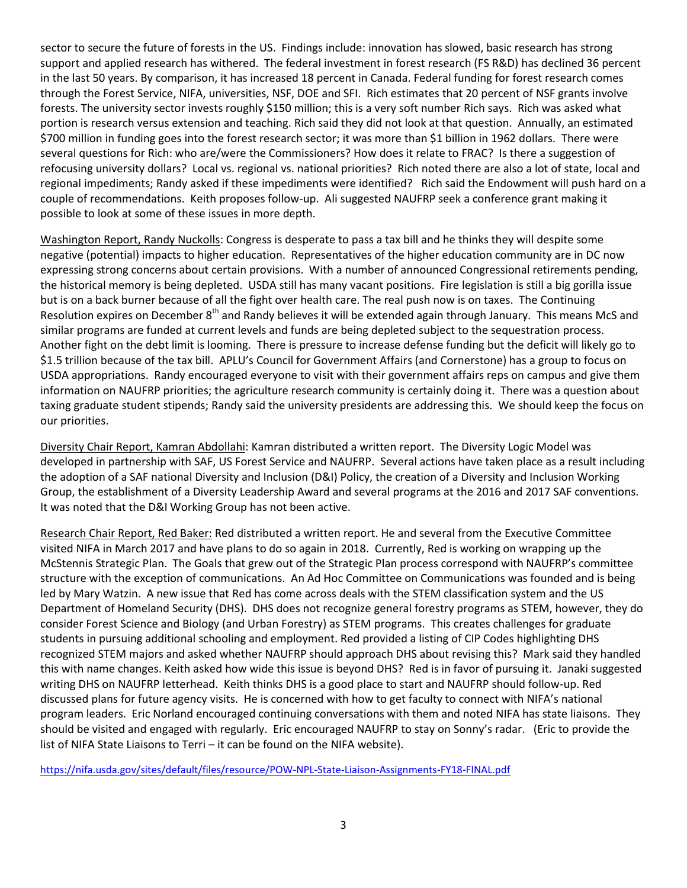sector to secure the future of forests in the US. Findings include: innovation has slowed, basic research has strong support and applied research has withered. The federal investment in forest research (FS R&D) has declined 36 percent in the last 50 years. By comparison, it has increased 18 percent in Canada. Federal funding for forest research comes through the Forest Service, NIFA, universities, NSF, DOE and SFI. Rich estimates that 20 percent of NSF grants involve forests. The university sector invests roughly $150 million; this is a very soft number Rich says. Rich was asked what portion is research versus extension and teaching. Rich said they did not look at that question. Annually, an estimated $700 million in funding goes into the forest research sector; it was more than $1 billion in 1962 dollars. There were several questions for Rich: who are/were the Commissioners? How does it relate to FRAC? Is there a suggestion of refocusing university dollars? Local vs. regional vs. national priorities? Rich noted there are also a lot of state, local and regional impediments; Randy asked if these impediments were identified? Rich said the Endowment will push hard on a couple of recommendations. Keith proposes follow-up. Ali suggested NAUFRP seek a conference grant making it possible to look at some of these issues in more depth.

Washington Report, Randy Nuckolls: Congress is desperate to pass a tax bill and he thinks they will despite some negative (potential) impacts to higher education. Representatives of the higher education community are in DC now expressing strong concerns about certain provisions. With a number of announced Congressional retirements pending, the historical memory is being depleted. USDA still has many vacant positions. Fire legislation is still a big gorilla issue but is on a back burner because of all the fight over health care. The real push now is on taxes. The Continuing Resolution expires on December 8th and Randy believes it will be extended again through January. This means McS and similar programs are funded at current levels and funds are being depleted subject to the sequestration process. Another fight on the debt limit is looming. There is pressure to increase defense funding but the deficit will likely go to $1.5 trillion because of the tax bill. APLU's Council for Government Affairs (and Cornerstone) has a group to focus on USDA appropriations. Randy encouraged everyone to visit with their government affairs reps on campus and give them information on NAUFRP priorities; the agriculture research community is certainly doing it. There was a question about taxing graduate student stipends; Randy said the university presidents are addressing this. We should keep the focus on our priorities.

Diversity Chair Report, Kamran Abdollahi: Kamran distributed a written report. The Diversity Logic Model was developed in partnership with SAF, US Forest Service and NAUFRP. Several actions have taken place as a result including the adoption of a SAF national Diversity and Inclusion (D&I) Policy, the creation of a Diversity and Inclusion Working Group, the establishment of a Diversity Leadership Award and several programs at the 2016 and 2017 SAF conventions. It was noted that the D&I Working Group has not been active.

Research Chair Report, Red Baker: Red distributed a written report. He and several from the Executive Committee visited NIFA in March 2017 and have plans to do so again in 2018. Currently, Red is working on wrapping up the McStennis Strategic Plan. The Goals that grew out of the Strategic Plan process correspond with NAUFRP's committee structure with the exception of communications. An Ad Hoc Committee on Communications was founded and is being led by Mary Watzin. A new issue that Red has come across deals with the STEM classification system and the US Department of Homeland Security (DHS). DHS does not recognize general forestry programs as STEM, however, they do consider Forest Science and Biology (and Urban Forestry) as STEM programs. This creates challenges for graduate students in pursuing additional schooling and employment. Red provided a listing of CIP Codes highlighting DHS recognized STEM majors and asked whether NAUFRP should approach DHS about revising this? Mark said they handled this with name changes. Keith asked how wide this issue is beyond DHS? Red is in favor of pursuing it. Janaki suggested writing DHS on NAUFRP letterhead. Keith thinks DHS is a good place to start and NAUFRP should follow-up. Red discussed plans for future agency visits. He is concerned with how to get faculty to connect with NIFA's national program leaders. Eric Norland encouraged continuing conversations with them and noted NIFA has state liaisons. They should be visited and engaged with regularly. Eric encouraged NAUFRP to stay on Sonny's radar. (Eric to provide the list of NIFA State Liaisons to Terri – it can be found on the NIFA website).

https://nifa.usda.gov/sites/default/files/resource/POW-NPL-State-Liaison-Assignments-FY18-FINAL.pdf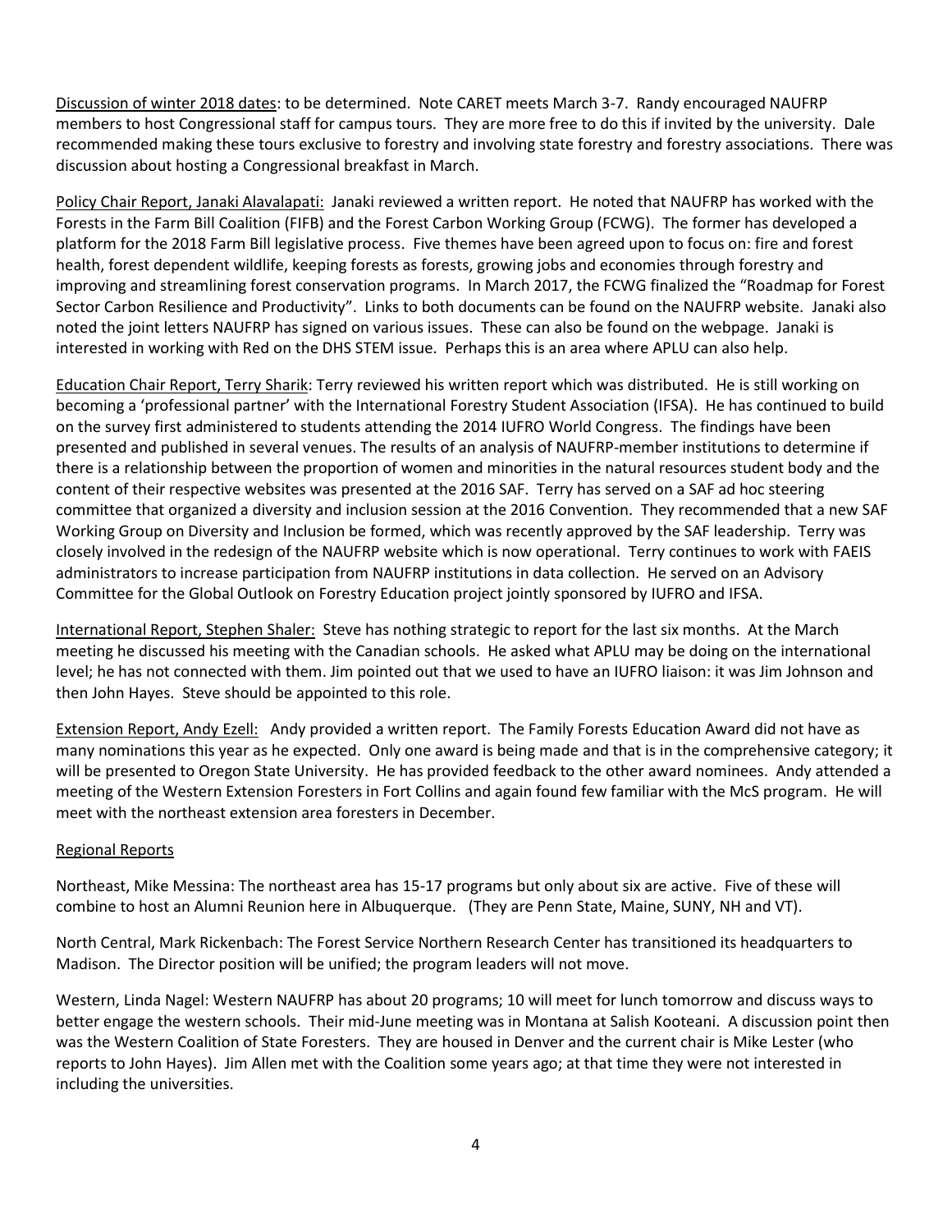Discussion of winter 2018 dates: to be determined. Note CARET meets March 3-7. Randy encouraged NAUFRP members to host Congressional staff for campus tours. They are more free to do this if invited by the university. Dale recommended making these tours exclusive to forestry and involving state forestry and forestry associations. There was discussion about hosting a Congressional breakfast in March.

Policy Chair Report, Janaki Alavalapati: Janaki reviewed a written report. He noted that NAUFRP has worked with the Forests in the Farm Bill Coalition (FIFB) and the Forest Carbon Working Group (FCWG). The former has developed a platform for the 2018 Farm Bill legislative process. Five themes have been agreed upon to focus on: fire and forest health, forest dependent wildlife, keeping forests as forests, growing jobs and economies through forestry and improving and streamlining forest conservation programs. In March 2017, the FCWG finalized the "Roadmap for Forest Sector Carbon Resilience and Productivity". Links to both documents can be found on the NAUFRP website. Janaki also noted the joint letters NAUFRP has signed on various issues. These can also be found on the webpage. Janaki is interested in working with Red on the DHS STEM issue. Perhaps this is an area where APLU can also help.

Education Chair Report, Terry Sharik: Terry reviewed his written report which was distributed. He is still working on becoming a 'professional partner' with the International Forestry Student Association (IFSA). He has continued to build on the survey first administered to students attending the 2014 IUFRO World Congress. The findings have been presented and published in several venues. The results of an analysis of NAUFRP-member institutions to determine if there is a relationship between the proportion of women and minorities in the natural resources student body and the content of their respective websites was presented at the 2016 SAF. Terry has served on a SAF ad hoc steering committee that organized a diversity and inclusion session at the 2016 Convention. They recommended that a new SAF Working Group on Diversity and Inclusion be formed, which was recently approved by the SAF leadership. Terry was closely involved in the redesign of the NAUFRP website which is now operational. Terry continues to work with FAEIS administrators to increase participation from NAUFRP institutions in data collection. He served on an Advisory Committee for the Global Outlook on Forestry Education project jointly sponsored by IUFRO and IFSA.

International Report, Stephen Shaler: Steve has nothing strategic to report for the last six months. At the March meeting he discussed his meeting with the Canadian schools. He asked what APLU may be doing on the international level; he has not connected with them. Jim pointed out that we used to have an IUFRO liaison: it was Jim Johnson and then John Hayes. Steve should be appointed to this role.

Extension Report, Andy Ezell: Andy provided a written report. The Family Forests Education Award did not have as many nominations this year as he expected. Only one award is being made and that is in the comprehensive category; it will be presented to Oregon State University. He has provided feedback to the other award nominees. Andy attended a meeting of the Western Extension Foresters in Fort Collins and again found few familiar with the McS program. He will meet with the northeast extension area foresters in December.

Regional Reports

Northeast, Mike Messina: The northeast area has 15-17 programs but only about six are active. Five of these will combine to host an Alumni Reunion here in Albuquerque. (They are Penn State, Maine, SUNY, NH and VT).

North Central, Mark Rickenbach: The Forest Service Northern Research Center has transitioned its headquarters to Madison. The Director position will be unified; the program leaders will not move.

Western, Linda Nagel: Western NAUFRP has about 20 programs; 10 will meet for lunch tomorrow and discuss ways to better engage the western schools. Their mid-June meeting was in Montana at Salish Kooteani. A discussion point then was the Western Coalition of State Foresters. They are housed in Denver and the current chair is Mike Lester (who reports to John Hayes). Jim Allen met with the Coalition some years ago; at that time they were not interested in including the universities.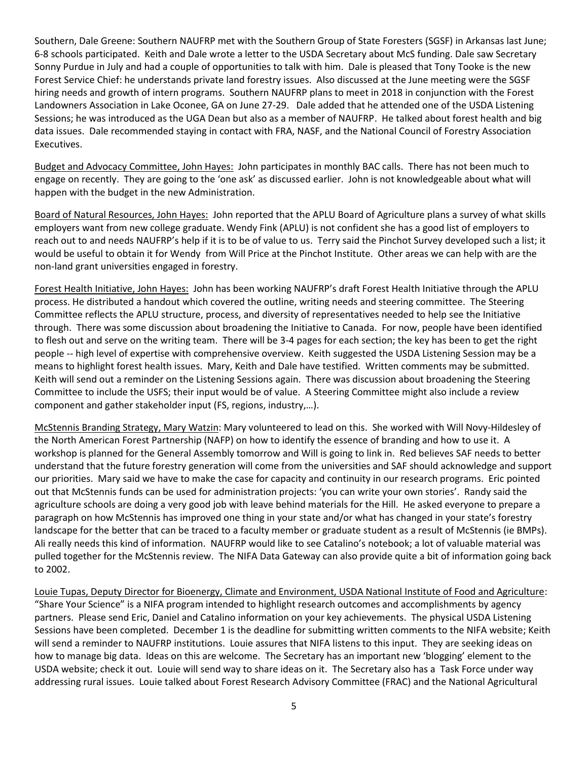Southern, Dale Greene: Southern NAUFRP met with the Southern Group of State Foresters (SGSF) in Arkansas last June; 6-8 schools participated. Keith and Dale wrote a letter to the USDA Secretary about McS funding. Dale saw Secretary Sonny Purdue in July and had a couple of opportunities to talk with him. Dale is pleased that Tony Tooke is the new Forest Service Chief: he understands private land forestry issues. Also discussed at the June meeting were the SGSF hiring needs and growth of intern programs. Southern NAUFRP plans to meet in 2018 in conjunction with the Forest Landowners Association in Lake Oconee, GA on June 27-29. Dale added that he attended one of the USDA Listening Sessions; he was introduced as the UGA Dean but also as a member of NAUFRP. He talked about forest health and big data issues. Dale recommended staying in contact with FRA, NASF, and the National Council of Forestry Association Executives.

Budget and Advocacy Committee, John Hayes: John participates in monthly BAC calls. There has not been much to engage on recently. They are going to the 'one ask' as discussed earlier. John is not knowledgeable about what will happen with the budget in the new Administration.

Board of Natural Resources, John Hayes: John reported that the APLU Board of Agriculture plans a survey of what skills employers want from new college graduate. Wendy Fink (APLU) is not confident she has a good list of employers to reach out to and needs NAUFRP's help if it is to be of value to us. Terry said the Pinchot Survey developed such a list; it would be useful to obtain it for Wendy from Will Price at the Pinchot Institute. Other areas we can help with are the non-land grant universities engaged in forestry.

Forest Health Initiative, John Hayes: John has been working NAUFRP's draft Forest Health Initiative through the APLU process. He distributed a handout which covered the outline, writing needs and steering committee. The Steering Committee reflects the APLU structure, process, and diversity of representatives needed to help see the Initiative through. There was some discussion about broadening the Initiative to Canada. For now, people have been identified to flesh out and serve on the writing team. There will be 3-4 pages for each section; the key has been to get the right people -- high level of expertise with comprehensive overview. Keith suggested the USDA Listening Session may be a means to highlight forest health issues. Mary, Keith and Dale have testified. Written comments may be submitted. Keith will send out a reminder on the Listening Sessions again. There was discussion about broadening the Steering Committee to include the USFS; their input would be of value. A Steering Committee might also include a review component and gather stakeholder input (FS, regions, industry,…).

McStennis Branding Strategy, Mary Watzin: Mary volunteered to lead on this. She worked with Will Novy-Hildesley of the North American Forest Partnership (NAFP) on how to identify the essence of branding and how to use it. A workshop is planned for the General Assembly tomorrow and Will is going to link in. Red believes SAF needs to better understand that the future forestry generation will come from the universities and SAF should acknowledge and support our priorities. Mary said we have to make the case for capacity and continuity in our research programs. Eric pointed out that McStennis funds can be used for administration projects: 'you can write your own stories'. Randy said the agriculture schools are doing a very good job with leave behind materials for the Hill. He asked everyone to prepare a paragraph on how McStennis has improved one thing in your state and/or what has changed in your state's forestry landscape for the better that can be traced to a faculty member or graduate student as a result of McStennis (ie BMPs). Ali really needs this kind of information. NAUFRP would like to see Catalino's notebook; a lot of valuable material was pulled together for the McStennis review. The NIFA Data Gateway can also provide quite a bit of information going back to 2002.

Louie Tupas, Deputy Director for Bioenergy, Climate and Environment, USDA National Institute of Food and Agriculture: "Share Your Science" is a NIFA program intended to highlight research outcomes and accomplishments by agency partners. Please send Eric, Daniel and Catalino information on your key achievements. The physical USDA Listening Sessions have been completed. December 1 is the deadline for submitting written comments to the NIFA website; Keith will send a reminder to NAUFRP institutions. Louie assures that NIFA listens to this input. They are seeking ideas on how to manage big data. Ideas on this are welcome. The Secretary has an important new 'blogging' element to the USDA website; check it out. Louie will send way to share ideas on it. The Secretary also has a Task Force under way addressing rural issues. Louie talked about Forest Research Advisory Committee (FRAC) and the National Agricultural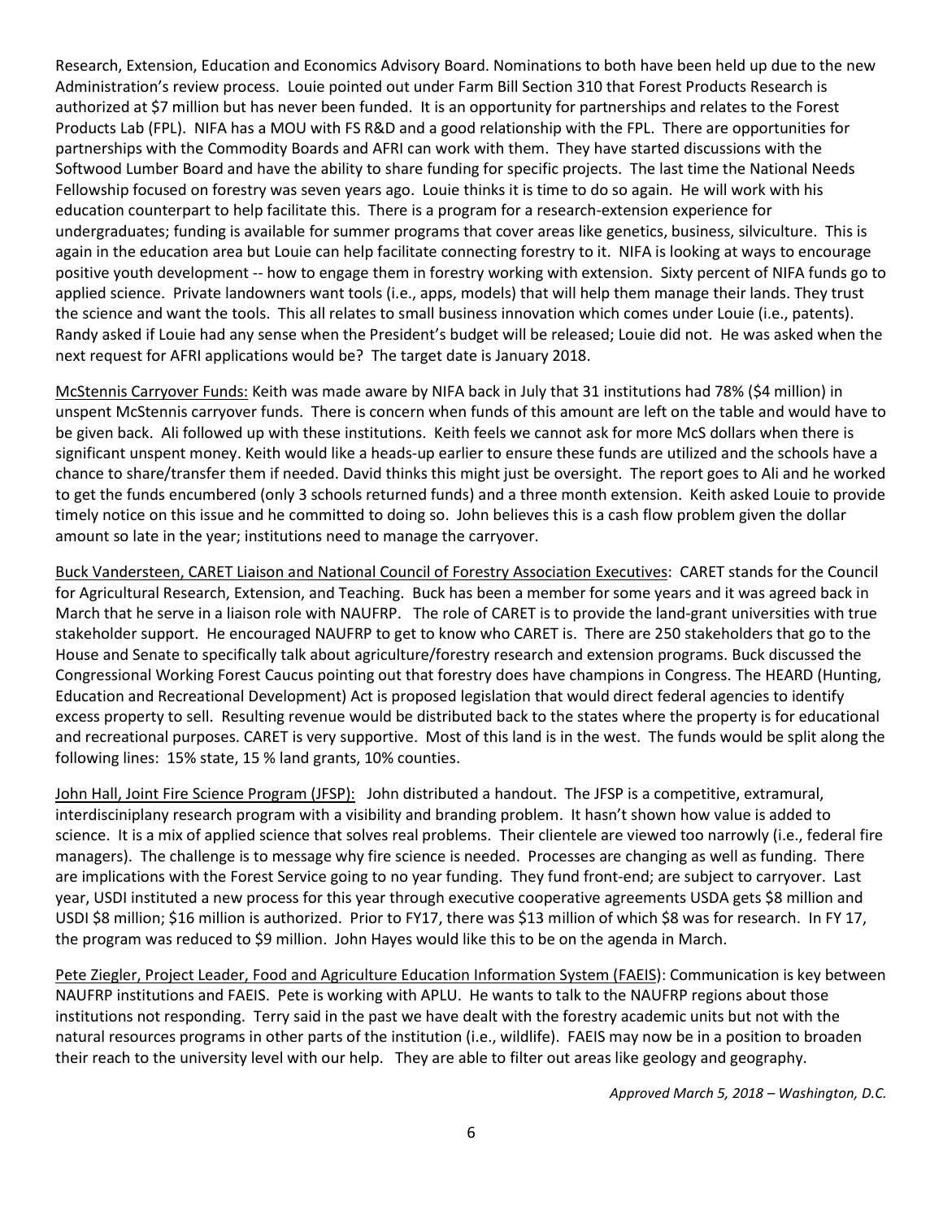Research, Extension, Education and Economics Advisory Board. Nominations to both have been held up due to the new Administration's review process. Louie pointed out under Farm Bill Section 310 that Forest Products Research is authorized at $7 million but has never been funded. It is an opportunity for partnerships and relates to the Forest Products Lab (FPL). NIFA has a MOU with FS R&D and a good relationship with the FPL. There are opportunities for partnerships with the Commodity Boards and AFRI can work with them. They have started discussions with the Softwood Lumber Board and have the ability to share funding for specific projects. The last time the National Needs Fellowship focused on forestry was seven years ago. Louie thinks it is time to do so again. He will work with his education counterpart to help facilitate this. There is a program for a research-extension experience for undergraduates; funding is available for summer programs that cover areas like genetics, business, silviculture. This is again in the education area but Louie can help facilitate connecting forestry to it. NIFA is looking at ways to encourage positive youth development -- how to engage them in forestry working with extension. Sixty percent of NIFA funds go to applied science. Private landowners want tools (i.e., apps, models) that will help them manage their lands. They trust the science and want the tools. This all relates to small business innovation which comes under Louie (i.e., patents). Randy asked if Louie had any sense when the President's budget will be released; Louie did not. He was asked when the next request for AFRI applications would be? The target date is January 2018.

<u>McStennis Carryover Funds:</u> Keith was made aware by NIFA back in July that 31 institutions had 78% ($4 million) in unspent McStennis carryover funds. There is concern when funds of this amount are left on the table and would have to be given back. Ali followed up with these institutions. Keith feels we cannot ask for more McS dollars when there is significant unspent money. Keith would like a heads-up earlier to ensure these funds are utilized and the schools have a chance to share/transfer them if needed. David thinks this might just be oversight. The report goes to Ali and he worked to get the funds encumbered (only 3 schools returned funds) and a three month extension. Keith asked Louie to provide timely notice on this issue and he committed to doing so. John believes this is a cash flow problem given the dollar amount so late in the year; institutions need to manage the carryover.

<u>Buck Vandersteen, CARET Liaison and National Council of Forestry Association Executives</u>: CARET stands for the Council for Agricultural Research, Extension, and Teaching. Buck has been a member for some years and it was agreed back in March that he serve in a liaison role with NAUFRP. The role of CARET is to provide the land-grant universities with true stakeholder support. He encouraged NAUFRP to get to know who CARET is. There are 250 stakeholders that go to the House and Senate to specifically talk about agriculture/forestry research and extension programs. Buck discussed the Congressional Working Forest Caucus pointing out that forestry does have champions in Congress. The HEARD (Hunting, Education and Recreational Development) Act is proposed legislation that would direct federal agencies to identify excess property to sell. Resulting revenue would be distributed back to the states where the property is for educational and recreational purposes. CARET is very supportive. Most of this land is in the west. The funds would be split along the following lines: 15% state, 15 % land grants, 10% counties.

<u>John Hall, Joint Fire Science Program (JFSP):</u> John distributed a handout. The JFSP is a competitive, extramural, interdisciniplany research program with a visibility and branding problem. It hasn't shown how value is added to science. It is a mix of applied science that solves real problems. Their clientele are viewed too narrowly (i.e., federal fire managers). The challenge is to message why fire science is needed. Processes are changing as well as funding. There are implications with the Forest Service going to no year funding. They fund front-end; are subject to carryover. Last year, USDI instituted a new process for this year through executive cooperative agreements USDA gets $8 million and USDI $8 million; $16 million is authorized. Prior to FY17, there was $13 million of which $8 was for research. In FY 17, the program was reduced to $9 million. John Hayes would like this to be on the agenda in March.

<u>Pete Ziegler, Project Leader, Food and Agriculture Education Information System (FAEIS)</u>: Communication is key between NAUFRP institutions and FAEIS. Pete is working with APLU. He wants to talk to the NAUFRP regions about those institutions not responding. Terry said in the past we have dealt with the forestry academic units but not with the natural resources programs in other parts of the institution (i.e., wildlife). FAEIS may now be in a position to broaden their reach to the university level with our help. They are able to filter out areas like geology and geography.

*Approved March 5, 2018 – Washington, D.C.*